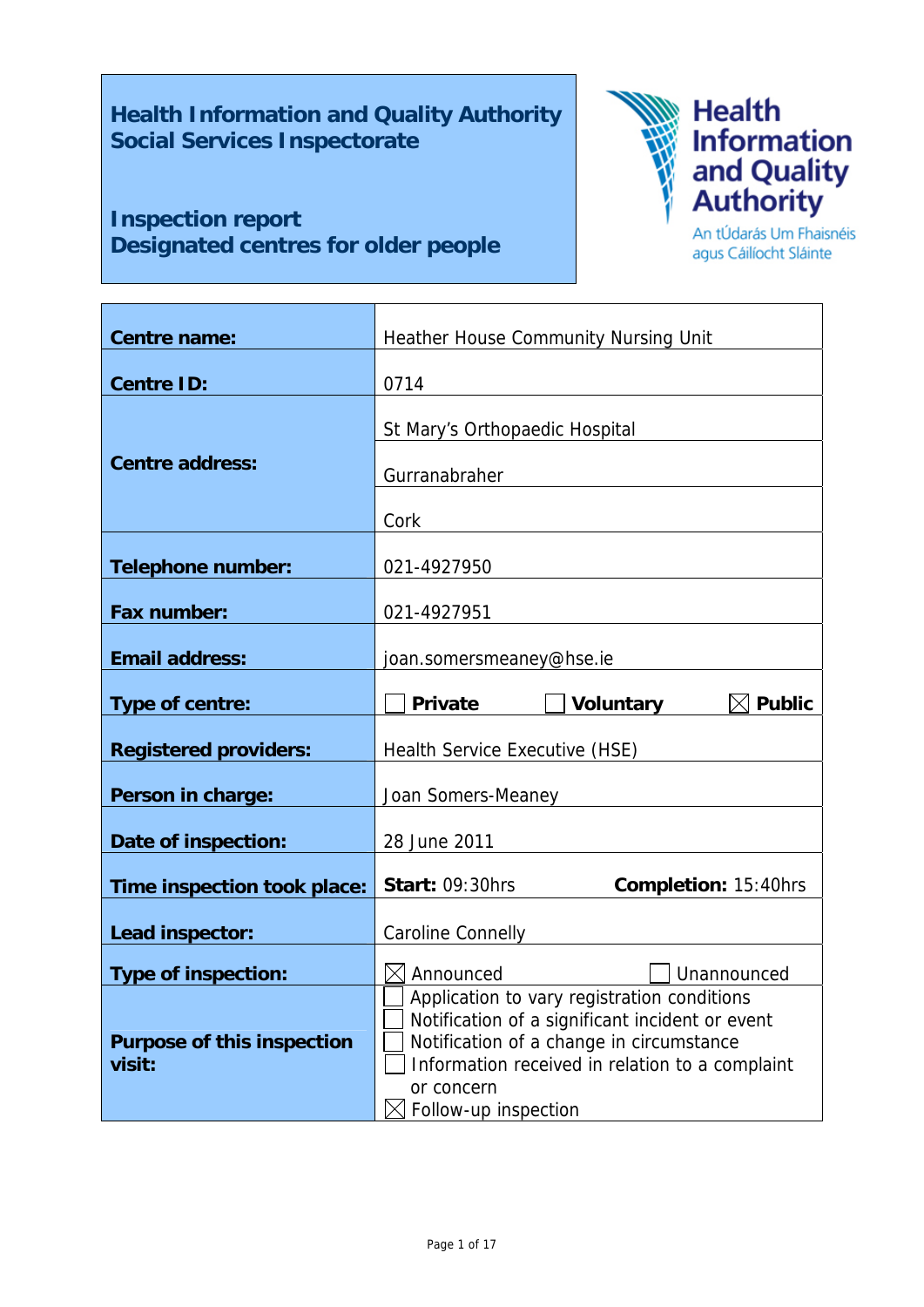# Health Information and Quality Authority
# Social Services Inspectorate

## Inspection report
## Designated centres for older people

Health Information and Quality Authority
An tÚdarás Um Fhaisnéis agus Cáilíocht Sláinte

| | |
|---|---|
| **Centre name:** | Heather House Community Nursing Unit |
| **Centre ID:** | 0714 |
| **Centre address:** | St Mary's Orthopaedic Hospital<br>Gurranabraher<br>Cork |
| **Telephone number:** | 021-4927950 |
| **Fax number:** | 021-4927951 |
| **Email address:** | joan.somersmeaney@hse.ie |
| **Type of centre:** | ☐ **Private** ☐ **Voluntary** ☒ **Public** |
| **Registered providers:** | Health Service Executive (HSE) |
| **Person in charge:** | Joan Somers-Meaney |
| **Date of inspection:** | 28 June 2011 |
| **Time inspection took place:** | **Start:** 09:30hrs **Completion:** 15:40hrs |
| **Lead inspector:** | Caroline Connelly |
| **Type of inspection:** | ☒ Announced ☐ Unannounced |
| **Purpose of this inspection visit:** | ☐ Application to vary registration conditions<br>☐ Notification of a significant incident or event<br>☐ Notification of a change in circumstance<br>☐ Information received in relation to a complaint or concern<br>☒ Follow-up inspection |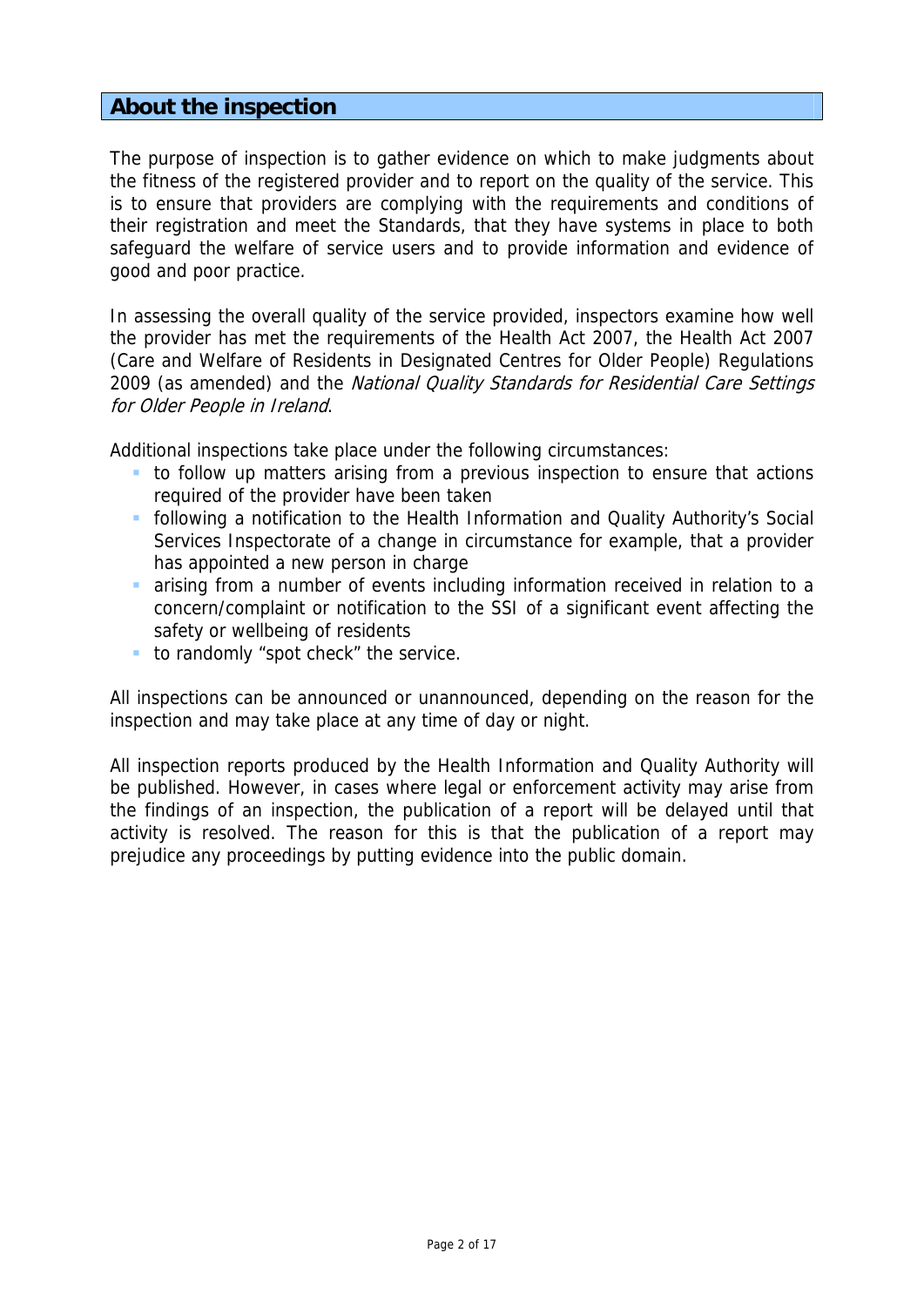## About the inspection

The purpose of inspection is to gather evidence on which to make judgments about the fitness of the registered provider and to report on the quality of the service. This is to ensure that providers are complying with the requirements and conditions of their registration and meet the Standards, that they have systems in place to both safeguard the welfare of service users and to provide information and evidence of good and poor practice.

In assessing the overall quality of the service provided, inspectors examine how well the provider has met the requirements of the Health Act 2007, the Health Act 2007 (Care and Welfare of Residents in Designated Centres for Older People) Regulations 2009 (as amended) and the *National Quality Standards for Residential Care Settings for Older People in Ireland*.

Additional inspections take place under the following circumstances:

- to follow up matters arising from a previous inspection to ensure that actions required of the provider have been taken
- following a notification to the Health Information and Quality Authority's Social Services Inspectorate of a change in circumstance for example, that a provider has appointed a new person in charge
- arising from a number of events including information received in relation to a concern/complaint or notification to the SSI of a significant event affecting the safety or wellbeing of residents
- to randomly "spot check" the service.

All inspections can be announced or unannounced, depending on the reason for the inspection and may take place at any time of day or night.

All inspection reports produced by the Health Information and Quality Authority will be published. However, in cases where legal or enforcement activity may arise from the findings of an inspection, the publication of a report will be delayed until that activity is resolved. The reason for this is that the publication of a report may prejudice any proceedings by putting evidence into the public domain.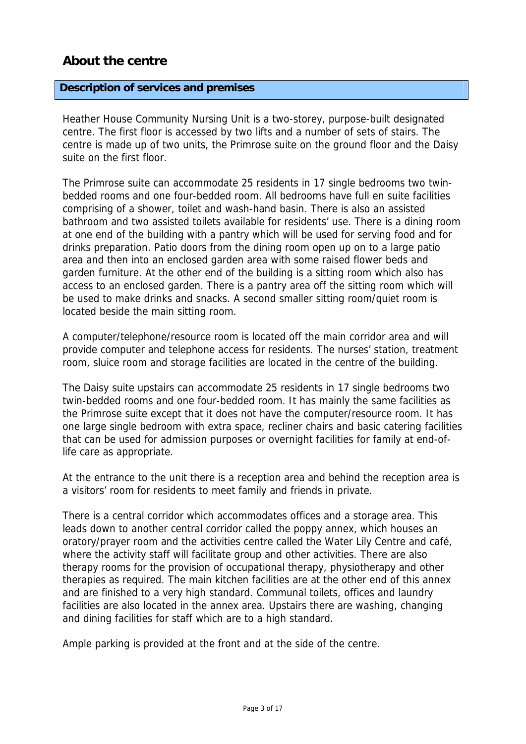## About the centre

### Description of services and premises

Heather House Community Nursing Unit is a two-storey, purpose-built designated centre. The first floor is accessed by two lifts and a number of sets of stairs. The centre is made up of two units, the Primrose suite on the ground floor and the Daisy suite on the first floor.

The Primrose suite can accommodate 25 residents in 17 single bedrooms two twin-bedded rooms and one four-bedded room. All bedrooms have full en suite facilities comprising of a shower, toilet and wash-hand basin. There is also an assisted bathroom and two assisted toilets available for residents' use. There is a dining room at one end of the building with a pantry which will be used for serving food and for drinks preparation. Patio doors from the dining room open up on to a large patio area and then into an enclosed garden area with some raised flower beds and garden furniture. At the other end of the building is a sitting room which also has access to an enclosed garden. There is a pantry area off the sitting room which will be used to make drinks and snacks. A second smaller sitting room/quiet room is located beside the main sitting room.

A computer/telephone/resource room is located off the main corridor area and will provide computer and telephone access for residents. The nurses' station, treatment room, sluice room and storage facilities are located in the centre of the building.

The Daisy suite upstairs can accommodate 25 residents in 17 single bedrooms two twin-bedded rooms and one four-bedded room. It has mainly the same facilities as the Primrose suite except that it does not have the computer/resource room. It has one large single bedroom with extra space, recliner chairs and basic catering facilities that can be used for admission purposes or overnight facilities for family at end-of-life care as appropriate.

At the entrance to the unit there is a reception area and behind the reception area is a visitors' room for residents to meet family and friends in private.

There is a central corridor which accommodates offices and a storage area. This leads down to another central corridor called the poppy annex, which houses an oratory/prayer room and the activities centre called the Water Lily Centre and café, where the activity staff will facilitate group and other activities. There are also therapy rooms for the provision of occupational therapy, physiotherapy and other therapies as required. The main kitchen facilities are at the other end of this annex and are finished to a very high standard. Communal toilets, offices and laundry facilities are also located in the annex area. Upstairs there are washing, changing and dining facilities for staff which are to a high standard.

Ample parking is provided at the front and at the side of the centre.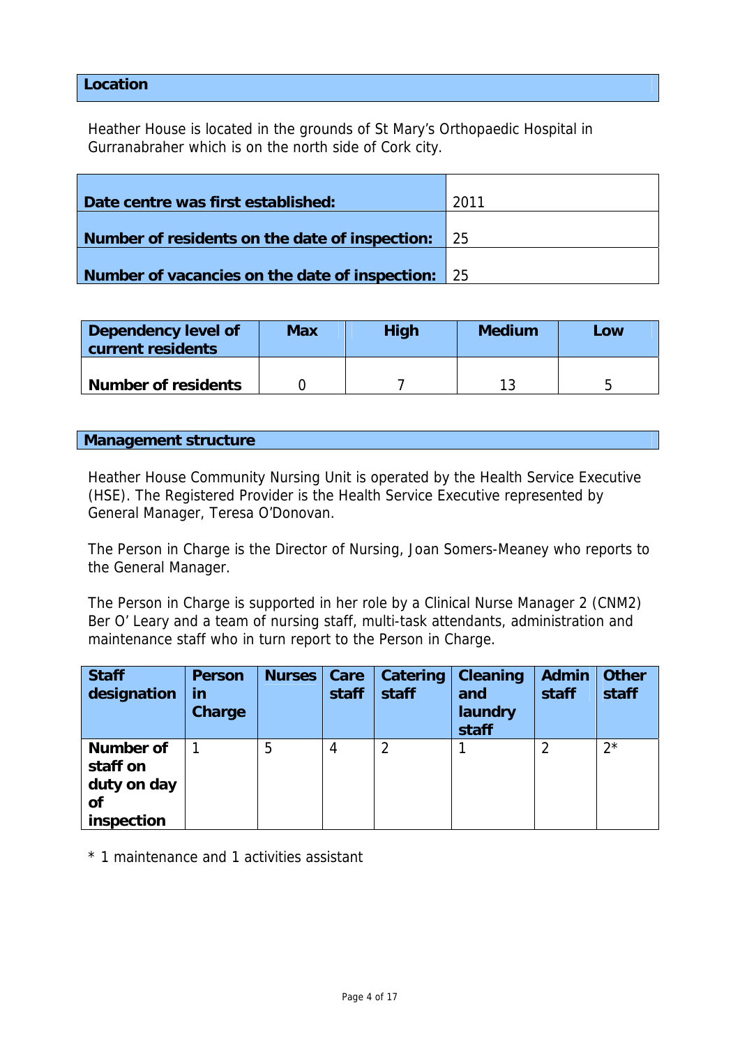## Location

Heather House is located in the grounds of St Mary's Orthopaedic Hospital in Gurranabraher which is on the north side of Cork city.

| | |
|---|---|
| **Date centre was first established:** | 2011 |
| **Number of residents on the date of inspection:** | 25 |
| **Number of vacancies on the date of inspection:** | 25 |

| Dependency level of current residents | Max | High | Medium | Low |
|---|---|---|---|---|
| **Number of residents** | 0 | 7 | 13 | 5 |

## Management structure

Heather House Community Nursing Unit is operated by the Health Service Executive (HSE). The Registered Provider is the Health Service Executive represented by General Manager, Teresa O'Donovan.

The Person in Charge is the Director of Nursing, Joan Somers-Meaney who reports to the General Manager.

The Person in Charge is supported in her role by a Clinical Nurse Manager 2 (CNM2) Ber O' Leary and a team of nursing staff, multi-task attendants, administration and maintenance staff who in turn report to the Person in Charge.

| Staff designation | Person in Charge | Nurses | Care staff | Catering staff | Cleaning and laundry staff | Admin staff | Other staff |
|---|---|---|---|---|---|---|---|
| **Number of staff on duty on day of inspection** | 1 | 5 | 4 | 2 | 1 | 2 | 2* |

* 1 maintenance and 1 activities assistant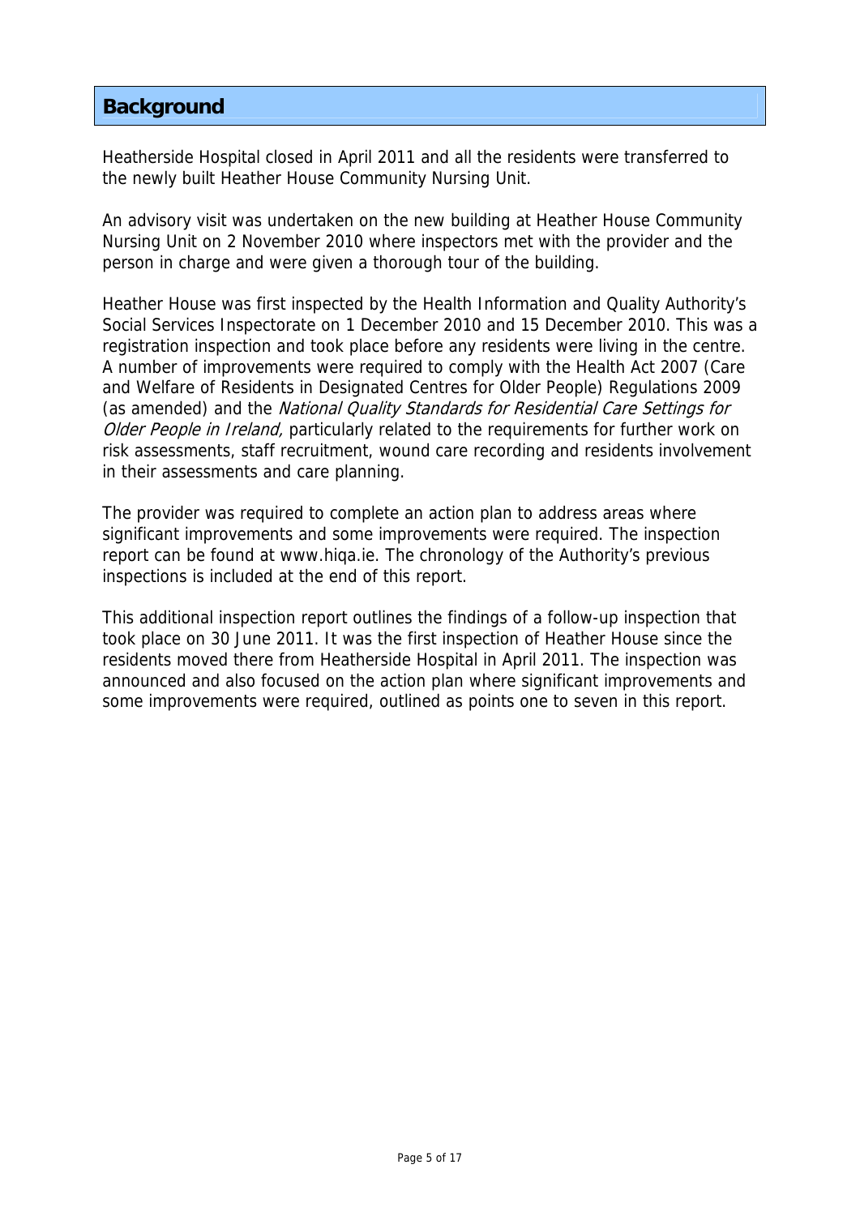## Background

Heatherside Hospital closed in April 2011 and all the residents were transferred to the newly built Heather House Community Nursing Unit.

An advisory visit was undertaken on the new building at Heather House Community Nursing Unit on 2 November 2010 where inspectors met with the provider and the person in charge and were given a thorough tour of the building.

Heather House was first inspected by the Health Information and Quality Authority's Social Services Inspectorate on 1 December 2010 and 15 December 2010. This was a registration inspection and took place before any residents were living in the centre. A number of improvements were required to comply with the Health Act 2007 (Care and Welfare of Residents in Designated Centres for Older People) Regulations 2009 (as amended) and the *National Quality Standards for Residential Care Settings for Older People in Ireland,* particularly related to the requirements for further work on risk assessments, staff recruitment, wound care recording and residents involvement in their assessments and care planning.

The provider was required to complete an action plan to address areas where significant improvements and some improvements were required. The inspection report can be found at www.hiqa.ie. The chronology of the Authority's previous inspections is included at the end of this report.

This additional inspection report outlines the findings of a follow-up inspection that took place on 30 June 2011. It was the first inspection of Heather House since the residents moved there from Heatherside Hospital in April 2011. The inspection was announced and also focused on the action plan where significant improvements and some improvements were required, outlined as points one to seven in this report.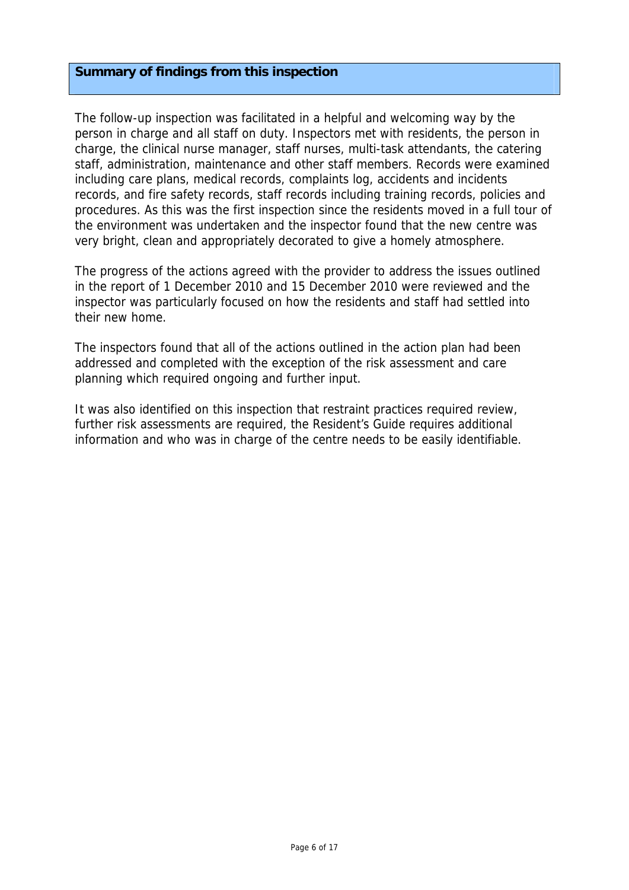## Summary of findings from this inspection

The follow-up inspection was facilitated in a helpful and welcoming way by the person in charge and all staff on duty. Inspectors met with residents, the person in charge, the clinical nurse manager, staff nurses, multi-task attendants, the catering staff, administration, maintenance and other staff members. Records were examined including care plans, medical records, complaints log, accidents and incidents records, and fire safety records, staff records including training records, policies and procedures. As this was the first inspection since the residents moved in a full tour of the environment was undertaken and the inspector found that the new centre was very bright, clean and appropriately decorated to give a homely atmosphere.

The progress of the actions agreed with the provider to address the issues outlined in the report of 1 December 2010 and 15 December 2010 were reviewed and the inspector was particularly focused on how the residents and staff had settled into their new home.

The inspectors found that all of the actions outlined in the action plan had been addressed and completed with the exception of the risk assessment and care planning which required ongoing and further input.

It was also identified on this inspection that restraint practices required review, further risk assessments are required, the Resident's Guide requires additional information and who was in charge of the centre needs to be easily identifiable.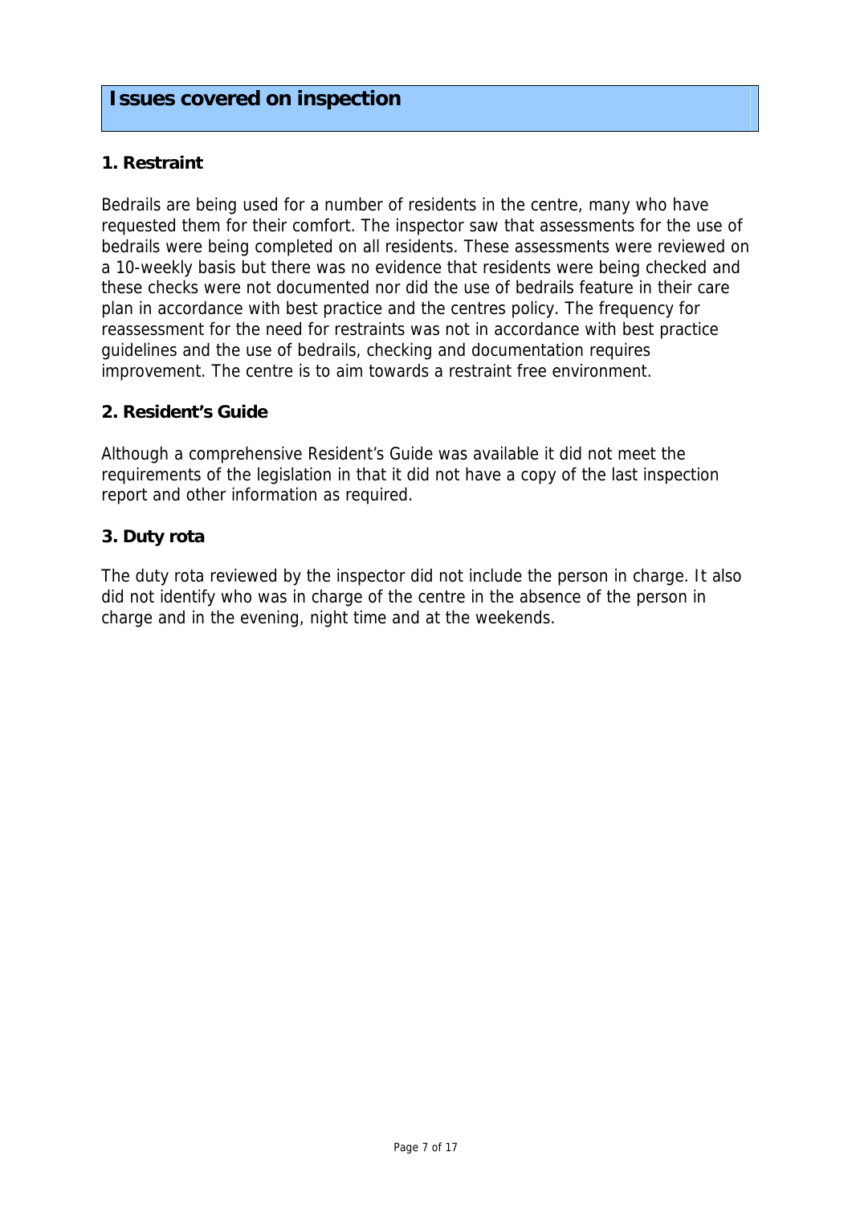## Issues covered on inspection

### 1. Restraint

Bedrails are being used for a number of residents in the centre, many who have requested them for their comfort. The inspector saw that assessments for the use of bedrails were being completed on all residents. These assessments were reviewed on a 10-weekly basis but there was no evidence that residents were being checked and these checks were not documented nor did the use of bedrails feature in their care plan in accordance with best practice and the centres policy. The frequency for reassessment for the need for restraints was not in accordance with best practice guidelines and the use of bedrails, checking and documentation requires improvement. The centre is to aim towards a restraint free environment.

### 2. Resident's Guide

Although a comprehensive Resident's Guide was available it did not meet the requirements of the legislation in that it did not have a copy of the last inspection report and other information as required.

### 3. Duty rota

The duty rota reviewed by the inspector did not include the person in charge. It also did not identify who was in charge of the centre in the absence of the person in charge and in the evening, night time and at the weekends.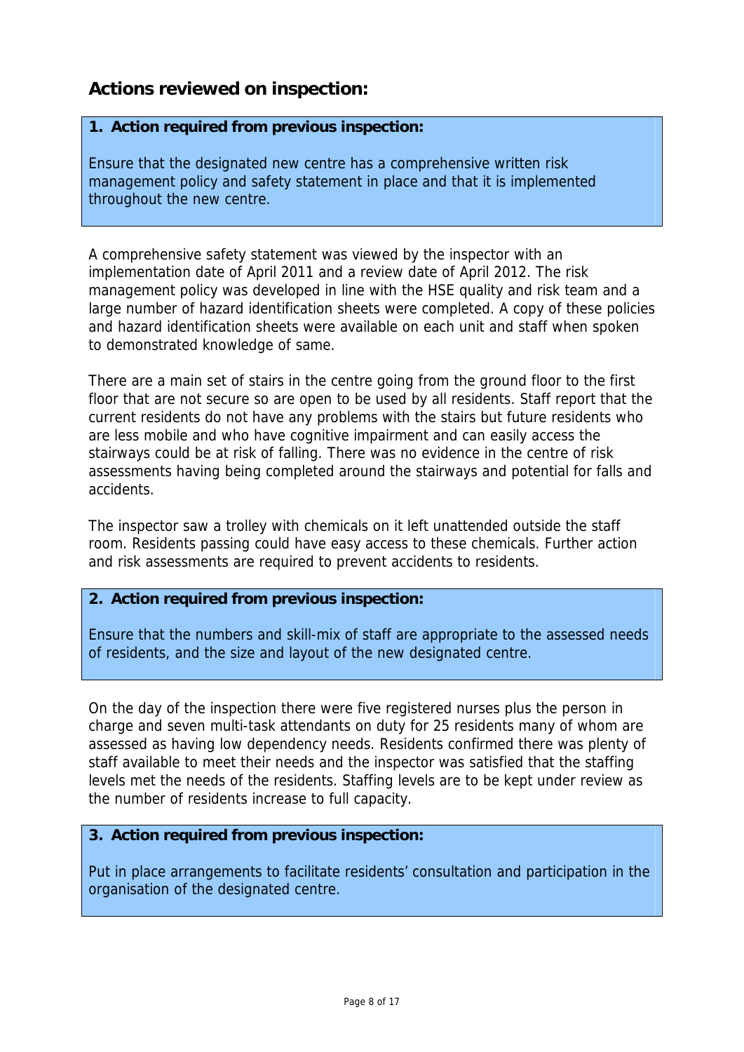## Actions reviewed on inspection:

**1. Action required from previous inspection:**

Ensure that the designated new centre has a comprehensive written risk management policy and safety statement in place and that it is implemented throughout the new centre.

A comprehensive safety statement was viewed by the inspector with an implementation date of April 2011 and a review date of April 2012. The risk management policy was developed in line with the HSE quality and risk team and a large number of hazard identification sheets were completed. A copy of these policies and hazard identification sheets were available on each unit and staff when spoken to demonstrated knowledge of same.

There are a main set of stairs in the centre going from the ground floor to the first floor that are not secure so are open to be used by all residents. Staff report that the current residents do not have any problems with the stairs but future residents who are less mobile and who have cognitive impairment and can easily access the stairways could be at risk of falling. There was no evidence in the centre of risk assessments having being completed around the stairways and potential for falls and accidents.

The inspector saw a trolley with chemicals on it left unattended outside the staff room. Residents passing could have easy access to these chemicals. Further action and risk assessments are required to prevent accidents to residents.

**2. Action required from previous inspection:**

Ensure that the numbers and skill-mix of staff are appropriate to the assessed needs of residents, and the size and layout of the new designated centre.

On the day of the inspection there were five registered nurses plus the person in charge and seven multi-task attendants on duty for 25 residents many of whom are assessed as having low dependency needs. Residents confirmed there was plenty of staff available to meet their needs and the inspector was satisfied that the staffing levels met the needs of the residents. Staffing levels are to be kept under review as the number of residents increase to full capacity.

**3. Action required from previous inspection:**

Put in place arrangements to facilitate residents' consultation and participation in the organisation of the designated centre.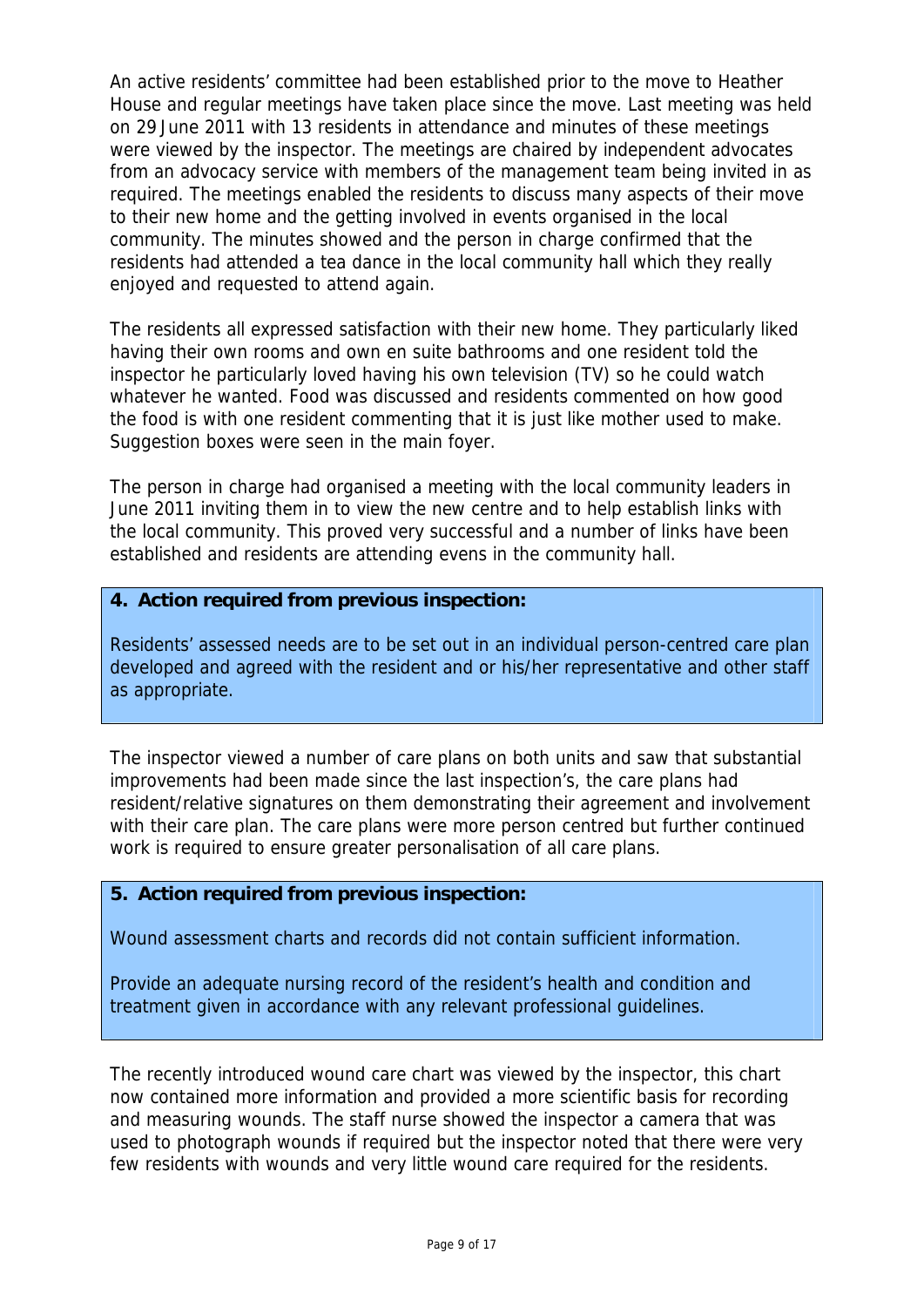An active residents' committee had been established prior to the move to Heather House and regular meetings have taken place since the move. Last meeting was held on 29 June 2011 with 13 residents in attendance and minutes of these meetings were viewed by the inspector. The meetings are chaired by independent advocates from an advocacy service with members of the management team being invited in as required. The meetings enabled the residents to discuss many aspects of their move to their new home and the getting involved in events organised in the local community. The minutes showed and the person in charge confirmed that the residents had attended a tea dance in the local community hall which they really enjoyed and requested to attend again.

The residents all expressed satisfaction with their new home. They particularly liked having their own rooms and own en suite bathrooms and one resident told the inspector he particularly loved having his own television (TV) so he could watch whatever he wanted. Food was discussed and residents commented on how good the food is with one resident commenting that it is just like mother used to make. Suggestion boxes were seen in the main foyer.

The person in charge had organised a meeting with the local community leaders in June 2011 inviting them in to view the new centre and to help establish links with the local community. This proved very successful and a number of links have been established and residents are attending evens in the community hall.

**4. Action required from previous inspection:**

Residents' assessed needs are to be set out in an individual person-centred care plan developed and agreed with the resident and or his/her representative and other staff as appropriate.

The inspector viewed a number of care plans on both units and saw that substantial improvements had been made since the last inspection's, the care plans had resident/relative signatures on them demonstrating their agreement and involvement with their care plan. The care plans were more person centred but further continued work is required to ensure greater personalisation of all care plans.

**5. Action required from previous inspection:**

Wound assessment charts and records did not contain sufficient information.

Provide an adequate nursing record of the resident's health and condition and treatment given in accordance with any relevant professional guidelines.

The recently introduced wound care chart was viewed by the inspector, this chart now contained more information and provided a more scientific basis for recording and measuring wounds. The staff nurse showed the inspector a camera that was used to photograph wounds if required but the inspector noted that there were very few residents with wounds and very little wound care required for the residents.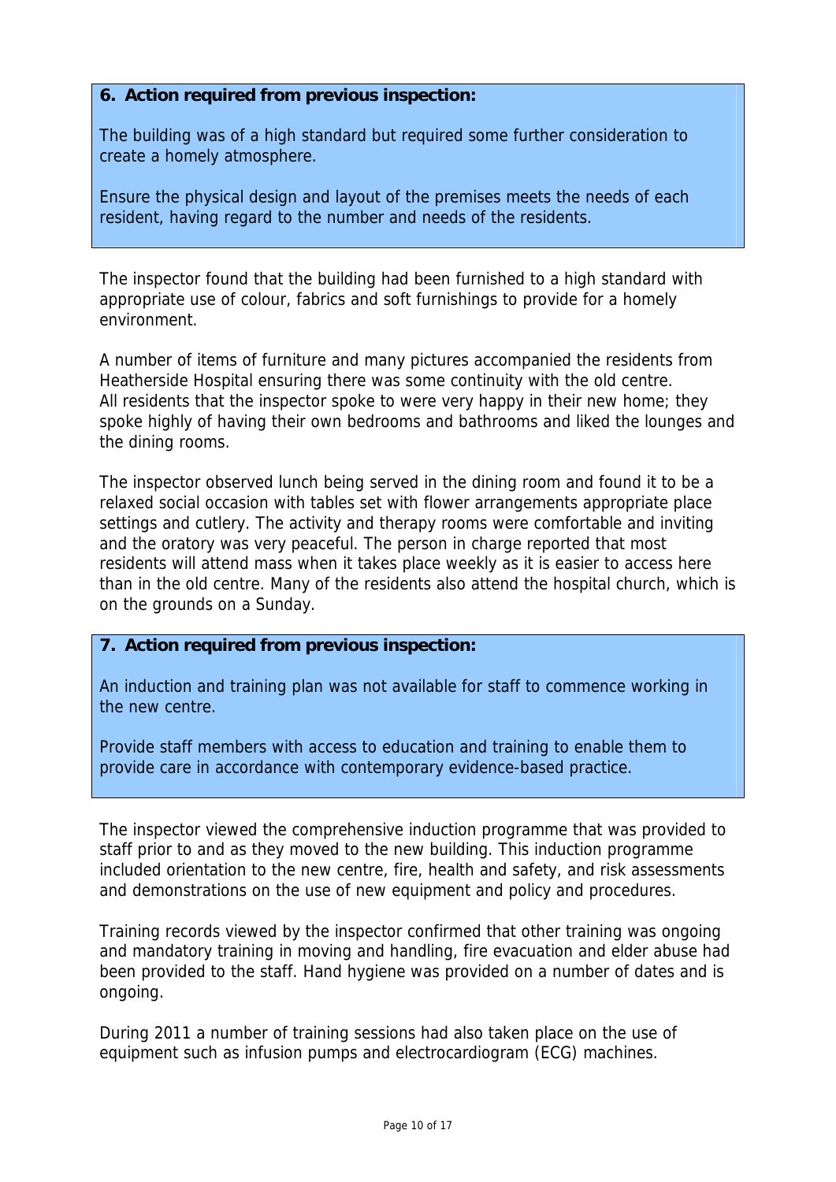**6. Action required from previous inspection:**

The building was of a high standard but required some further consideration to create a homely atmosphere.

Ensure the physical design and layout of the premises meets the needs of each resident, having regard to the number and needs of the residents.

The inspector found that the building had been furnished to a high standard with appropriate use of colour, fabrics and soft furnishings to provide for a homely environment.

A number of items of furniture and many pictures accompanied the residents from Heatherside Hospital ensuring there was some continuity with the old centre. All residents that the inspector spoke to were very happy in their new home; they spoke highly of having their own bedrooms and bathrooms and liked the lounges and the dining rooms.

The inspector observed lunch being served in the dining room and found it to be a relaxed social occasion with tables set with flower arrangements appropriate place settings and cutlery. The activity and therapy rooms were comfortable and inviting and the oratory was very peaceful. The person in charge reported that most residents will attend mass when it takes place weekly as it is easier to access here than in the old centre. Many of the residents also attend the hospital church, which is on the grounds on a Sunday.

**7. Action required from previous inspection:**

An induction and training plan was not available for staff to commence working in the new centre.

Provide staff members with access to education and training to enable them to provide care in accordance with contemporary evidence-based practice.

The inspector viewed the comprehensive induction programme that was provided to staff prior to and as they moved to the new building. This induction programme included orientation to the new centre, fire, health and safety, and risk assessments and demonstrations on the use of new equipment and policy and procedures.

Training records viewed by the inspector confirmed that other training was ongoing and mandatory training in moving and handling, fire evacuation and elder abuse had been provided to the staff. Hand hygiene was provided on a number of dates and is ongoing.

During 2011 a number of training sessions had also taken place on the use of equipment such as infusion pumps and electrocardiogram (ECG) machines.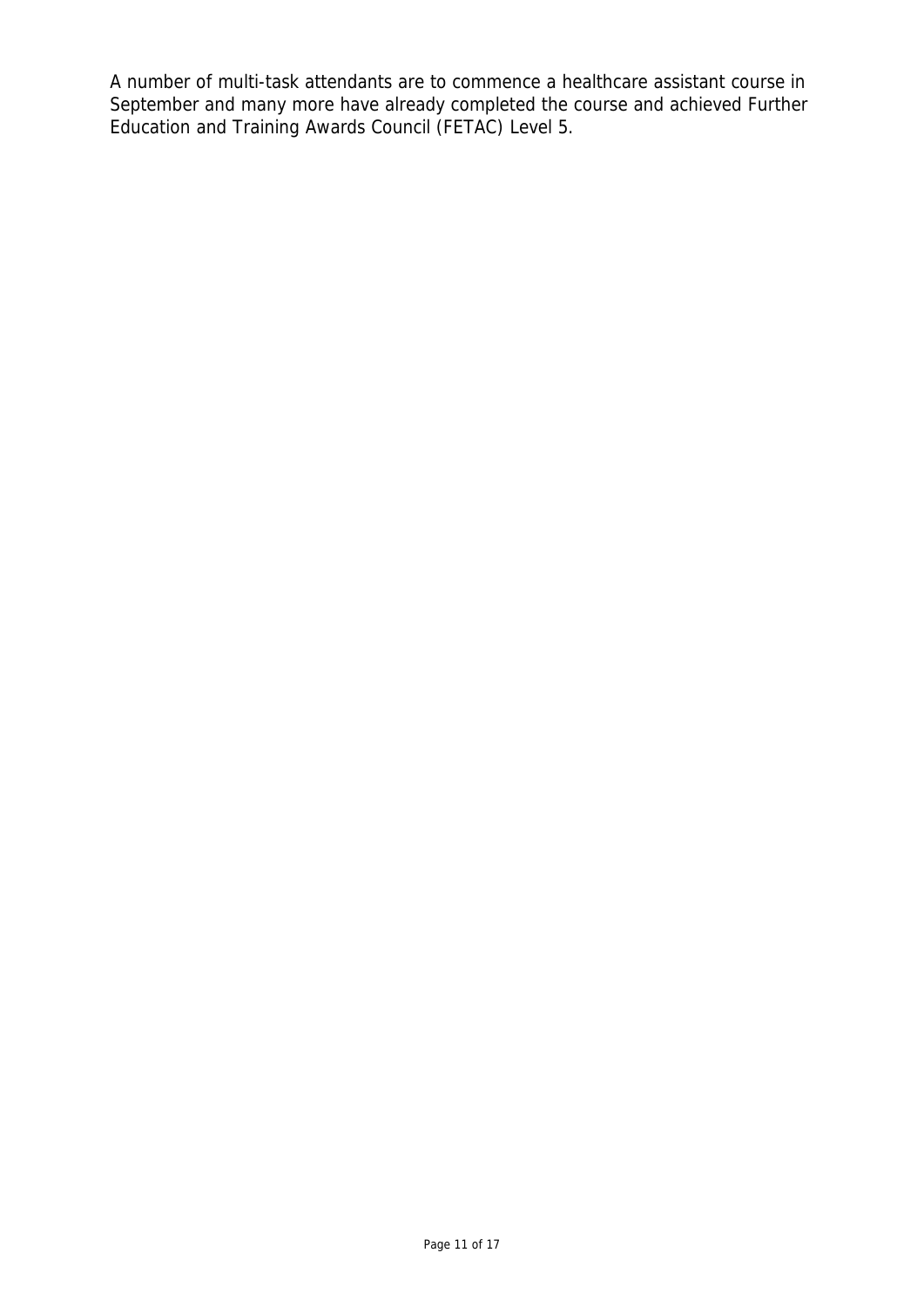A number of multi-task attendants are to commence a healthcare assistant course in September and many more have already completed the course and achieved Further Education and Training Awards Council (FETAC) Level 5.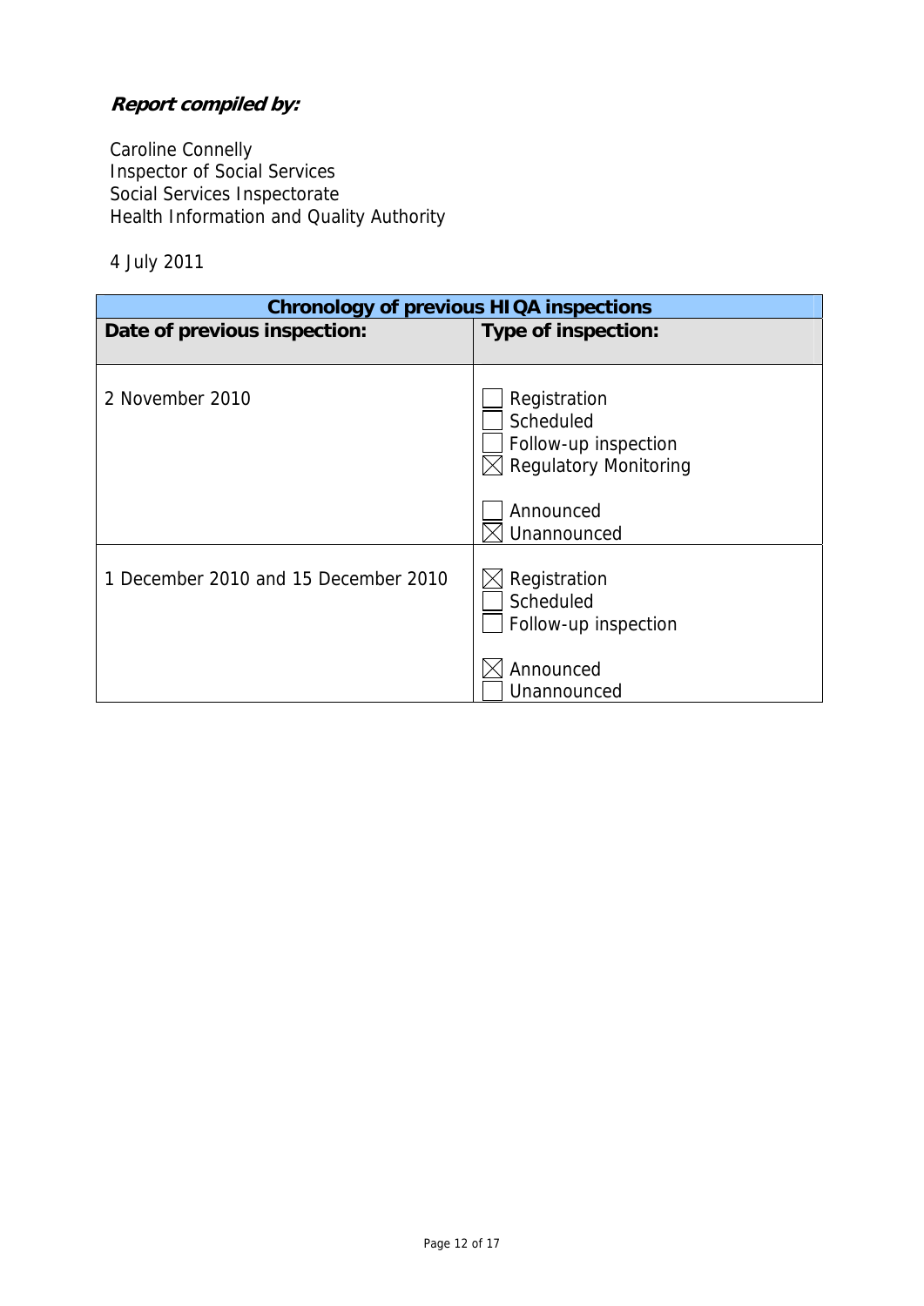***Report compiled by:***

Caroline Connelly
Inspector of Social Services
Social Services Inspectorate
Health Information and Quality Authority

4 July 2011

| **Chronology of previous HIQA inspections** | |
|---|---|
| **Date of previous inspection:** | **Type of inspection:** |
| 2 November 2010 | ☐ Registration<br>☐ Scheduled<br>☐ Follow-up inspection<br>☒ Regulatory Monitoring<br><br>☐ Announced<br>☒ Unannounced |
| 1 December 2010 and 15 December 2010 | ☒ Registration<br>☐ Scheduled<br>☐ Follow-up inspection<br><br>☒ Announced<br>☐ Unannounced |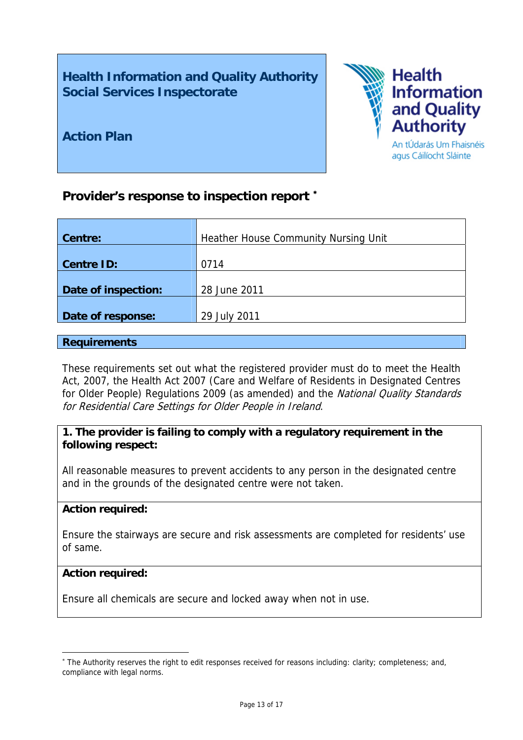## Health Information and Quality Authority
## Social Services Inspectorate

## Action Plan

Health Information and Quality Authority

An tÚdarás Um Fhaisnéis agus Cáilíocht Sláinte

### Provider's response to inspection report *

| | |
|---|---|
| **Centre:** | Heather House Community Nursing Unit |
| **Centre ID:** | 0714 |
| **Date of inspection:** | 28 June 2011 |
| **Date of response:** | 29 July 2011 |

### Requirements

These requirements set out what the registered provider must do to meet the Health Act, 2007, the Health Act 2007 (Care and Welfare of Residents in Designated Centres for Older People) Regulations 2009 (as amended) and the *National Quality Standards for Residential Care Settings for Older People in Ireland*.

**1. The provider is failing to comply with a regulatory requirement in the following respect:**

All reasonable measures to prevent accidents to any person in the designated centre and in the grounds of the designated centre were not taken.

**Action required:**

Ensure the stairways are secure and risk assessments are completed for residents' use of same.

**Action required:**

Ensure all chemicals are secure and locked away when not in use.

---

* The Authority reserves the right to edit responses received for reasons including: clarity; completeness; and, compliance with legal norms.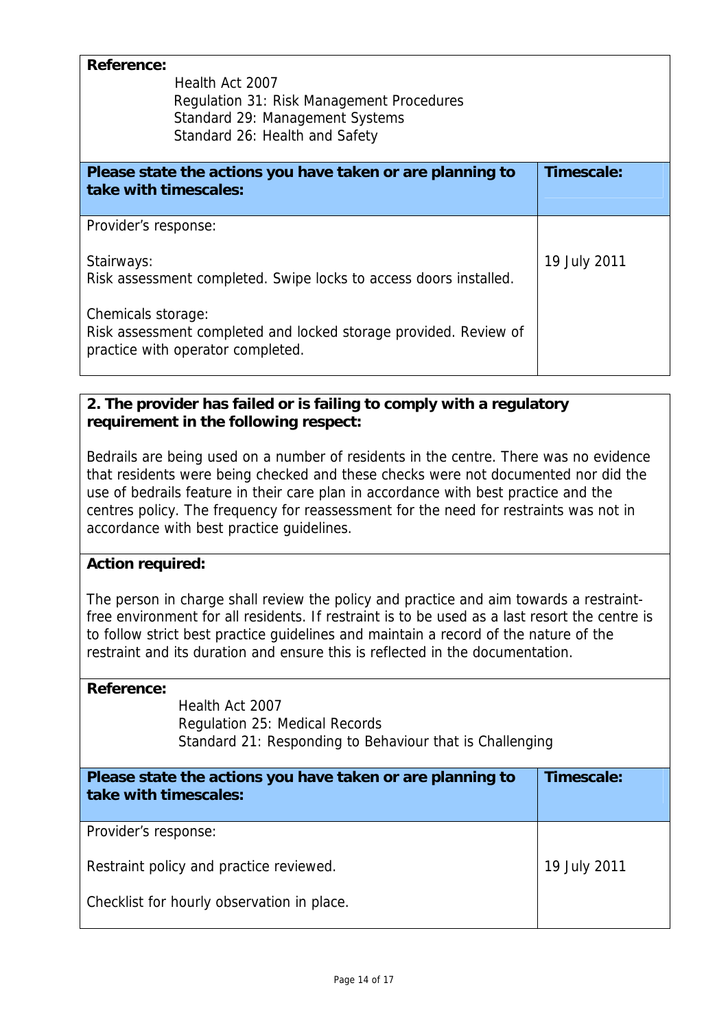**Reference:**

Health Act 2007
Regulation 31: Risk Management Procedures
Standard 29: Management Systems
Standard 26: Health and Safety

| Please state the actions you have taken or are planning to take with timescales: | Timescale: |
|---|---|
| Provider's response:<br><br>Stairways:<br>Risk assessment completed. Swipe locks to access doors installed.<br><br>Chemicals storage:<br>Risk assessment completed and locked storage provided. Review of practice with operator completed. | 19 July 2011 |

**2. The provider has failed or is failing to comply with a regulatory requirement in the following respect:**

Bedrails are being used on a number of residents in the centre. There was no evidence that residents were being checked and these checks were not documented nor did the use of bedrails feature in their care plan in accordance with best practice and the centres policy. The frequency for reassessment for the need for restraints was not in accordance with best practice guidelines.

**Action required:**

The person in charge shall review the policy and practice and aim towards a restraint-free environment for all residents. If restraint is to be used as a last resort the centre is to follow strict best practice guidelines and maintain a record of the nature of the restraint and its duration and ensure this is reflected in the documentation.

**Reference:**

Health Act 2007
Regulation 25: Medical Records
Standard 21: Responding to Behaviour that is Challenging

| Please state the actions you have taken or are planning to take with timescales: | Timescale: |
|---|---|
| Provider's response:<br><br>Restraint policy and practice reviewed.<br><br>Checklist for hourly observation in place. | 19 July 2011 |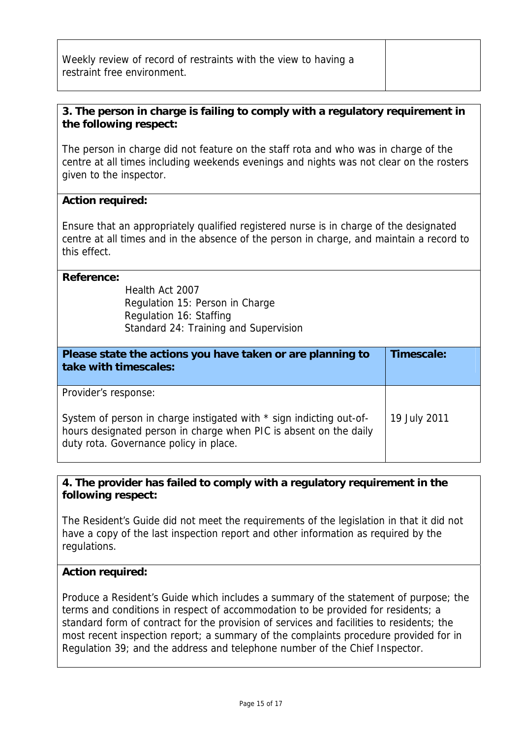| | |
|---|---|
| Weekly review of record of restraints with the view to having a restraint free environment. | |

**3. The person in charge is failing to comply with a regulatory requirement in the following respect:**

The person in charge did not feature on the staff rota and who was in charge of the centre at all times including weekends evenings and nights was not clear on the rosters given to the inspector.

**Action required:**

Ensure that an appropriately qualified registered nurse is in charge of the designated centre at all times and in the absence of the person in charge, and maintain a record to this effect.

**Reference:**

Health Act 2007
Regulation 15: Person in Charge
Regulation 16: Staffing
Standard 24: Training and Supervision

| Please state the actions you have taken or are planning to take with timescales: | Timescale: |
|---|---|
| Provider's response:<br><br>System of person in charge instigated with * sign indicting out-of-hours designated person in charge when PIC is absent on the daily duty rota. Governance policy in place. | 19 July 2011 |

**4. The provider has failed to comply with a regulatory requirement in the following respect:**

The Resident's Guide did not meet the requirements of the legislation in that it did not have a copy of the last inspection report and other information as required by the regulations.

**Action required:**

Produce a Resident's Guide which includes a summary of the statement of purpose; the terms and conditions in respect of accommodation to be provided for residents; a standard form of contract for the provision of services and facilities to residents; the most recent inspection report; a summary of the complaints procedure provided for in Regulation 39; and the address and telephone number of the Chief Inspector.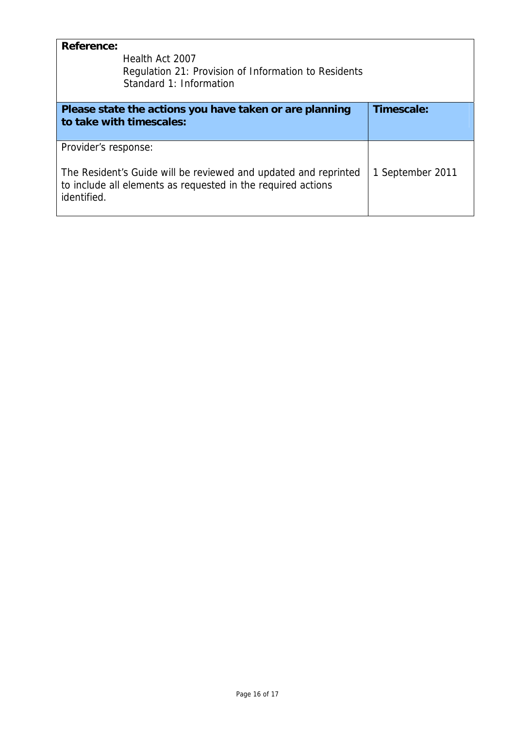**Reference:**
Health Act 2007
Regulation 21: Provision of Information to Residents
Standard 1: Information

| Please state the actions you have taken or are planning to take with timescales: | Timescale: |
| --- | --- |
| Provider's response:<br><br>The Resident's Guide will be reviewed and updated and reprinted to include all elements as requested in the required actions identified. | 1 September 2011 |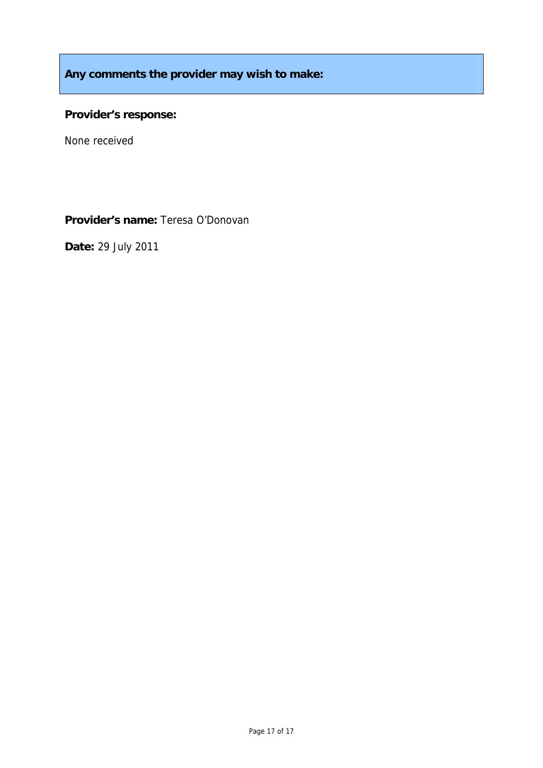## Any comments the provider may wish to make:

**Provider's response:**

None received

**Provider's name:** Teresa O'Donovan

**Date:** 29 July 2011